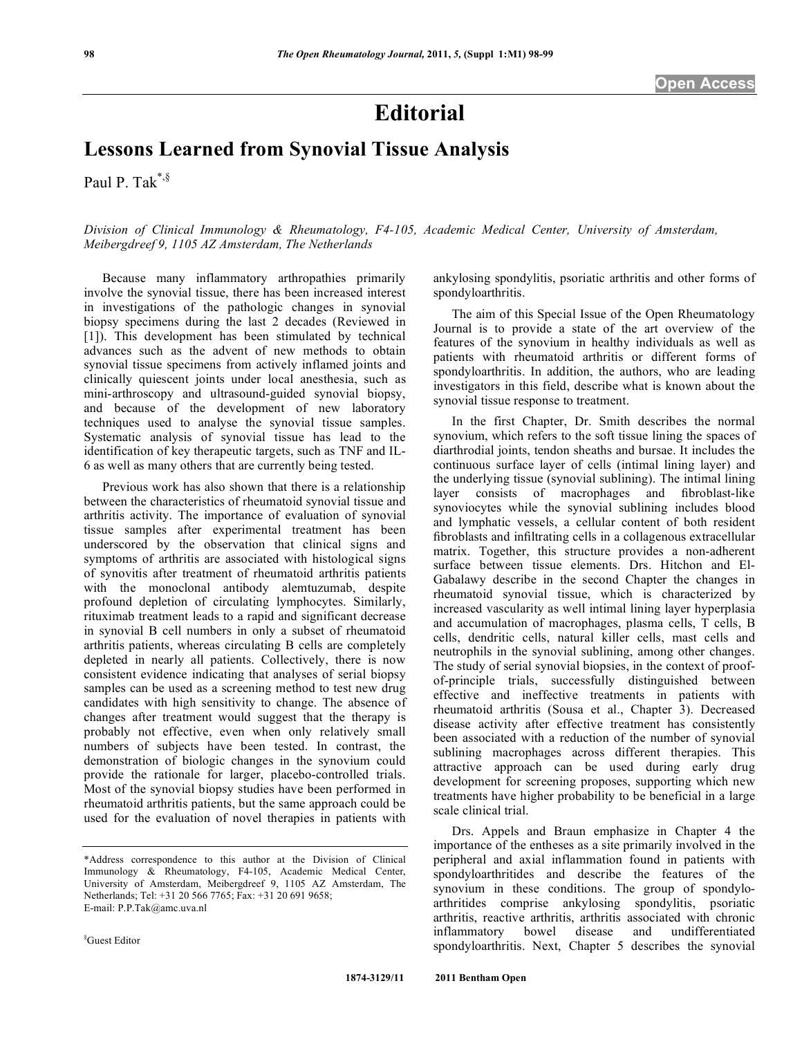# Editorial

## Lessons Learned from Synovial Tissue Analysis

Paul P. Tak[*,§]

*Division of Clinical Immunology & Rheumatology, F4-105, Academic Medical Center, University of Amsterdam, Meibergdreef 9, 1105 AZ Amsterdam, The Netherlands*

Because many inflammatory arthropathies primarily involve the synovial tissue, there has been increased interest in investigations of the pathologic changes in synovial biopsy specimens during the last 2 decades (Reviewed in [1]). This development has been stimulated by technical advances such as the advent of new methods to obtain synovial tissue specimens from actively inflamed joints and clinically quiescent joints under local anesthesia, such as mini-arthroscopy and ultrasound-guided synovial biopsy, and because of the development of new laboratory techniques used to analyse the synovial tissue samples. Systematic analysis of synovial tissue has lead to the identification of key therapeutic targets, such as TNF and IL-6 as well as many others that are currently being tested.

Previous work has also shown that there is a relationship between the characteristics of rheumatoid synovial tissue and arthritis activity. The importance of evaluation of synovial tissue samples after experimental treatment has been underscored by the observation that clinical signs and symptoms of arthritis are associated with histological signs of synovitis after treatment of rheumatoid arthritis patients with the monoclonal antibody alemtuzumab, despite profound depletion of circulating lymphocytes. Similarly, rituximab treatment leads to a rapid and significant decrease in synovial B cell numbers in only a subset of rheumatoid arthritis patients, whereas circulating B cells are completely depleted in nearly all patients. Collectively, there is now consistent evidence indicating that analyses of serial biopsy samples can be used as a screening method to test new drug candidates with high sensitivity to change. The absence of changes after treatment would suggest that the therapy is probably not effective, even when only relatively small numbers of subjects have been tested. In contrast, the demonstration of biologic changes in the synovium could provide the rationale for larger, placebo-controlled trials. Most of the synovial biopsy studies have been performed in rheumatoid arthritis patients, but the same approach could be used for the evaluation of novel therapies in patients with ankylosing spondylitis, psoriatic arthritis and other forms of spondyloarthritis.

The aim of this Special Issue of the Open Rheumatology Journal is to provide a state of the art overview of the features of the synovium in healthy individuals as well as patients with rheumatoid arthritis or different forms of spondyloarthritis. In addition, the authors, who are leading investigators in this field, describe what is known about the synovial tissue response to treatment.

In the first Chapter, Dr. Smith describes the normal synovium, which refers to the soft tissue lining the spaces of diarthrodial joints, tendon sheaths and bursae. It includes the continuous surface layer of cells (intimal lining layer) and the underlying tissue (synovial sublining). The intimal lining layer consists of macrophages and fibroblast-like synoviocytes while the synovial sublining includes blood and lymphatic vessels, a cellular content of both resident fibroblasts and infiltrating cells in a collagenous extracellular matrix. Together, this structure provides a non-adherent surface between tissue elements. Drs. Hitchon and El-Gabalawy describe in the second Chapter the changes in rheumatoid synovial tissue, which is characterized by increased vascularity as well intimal lining layer hyperplasia and accumulation of macrophages, plasma cells, T cells, B cells, dendritic cells, natural killer cells, mast cells and neutrophils in the synovial sublining, among other changes. The study of serial synovial biopsies, in the context of proof-of-principle trials, successfully distinguished between effective and ineffective treatments in patients with rheumatoid arthritis (Sousa et al., Chapter 3). Decreased disease activity after effective treatment has consistently been associated with a reduction of the number of synovial sublining macrophages across different therapies. This attractive approach can be used during early drug development for screening proposes, supporting which new treatments have higher probability to be beneficial in a large scale clinical trial.

Drs. Appels and Braun emphasize in Chapter 4 the importance of the entheses as a site primarily involved in the peripheral and axial inflammation found in patients with spondyloarthritides and describe the features of the synovium in these conditions. The group of spondylo-arthritides comprise ankylosing spondylitis, psoriatic arthritis, reactive arthritis, arthritis associated with chronic inflammatory bowel disease and undifferentiated spondyloarthritis. Next, Chapter 5 describes the synovial

---

*Address correspondence to this author at the Division of Clinical Immunology & Rheumatology, F4-105, Academic Medical Center, University of Amsterdam, Meibergdreef 9, 1105 AZ Amsterdam, The Netherlands; Tel: +31 20 566 7765; Fax: +31 20 691 9658; E-mail: P.P.Tak@amc.uva.nl

§Guest Editor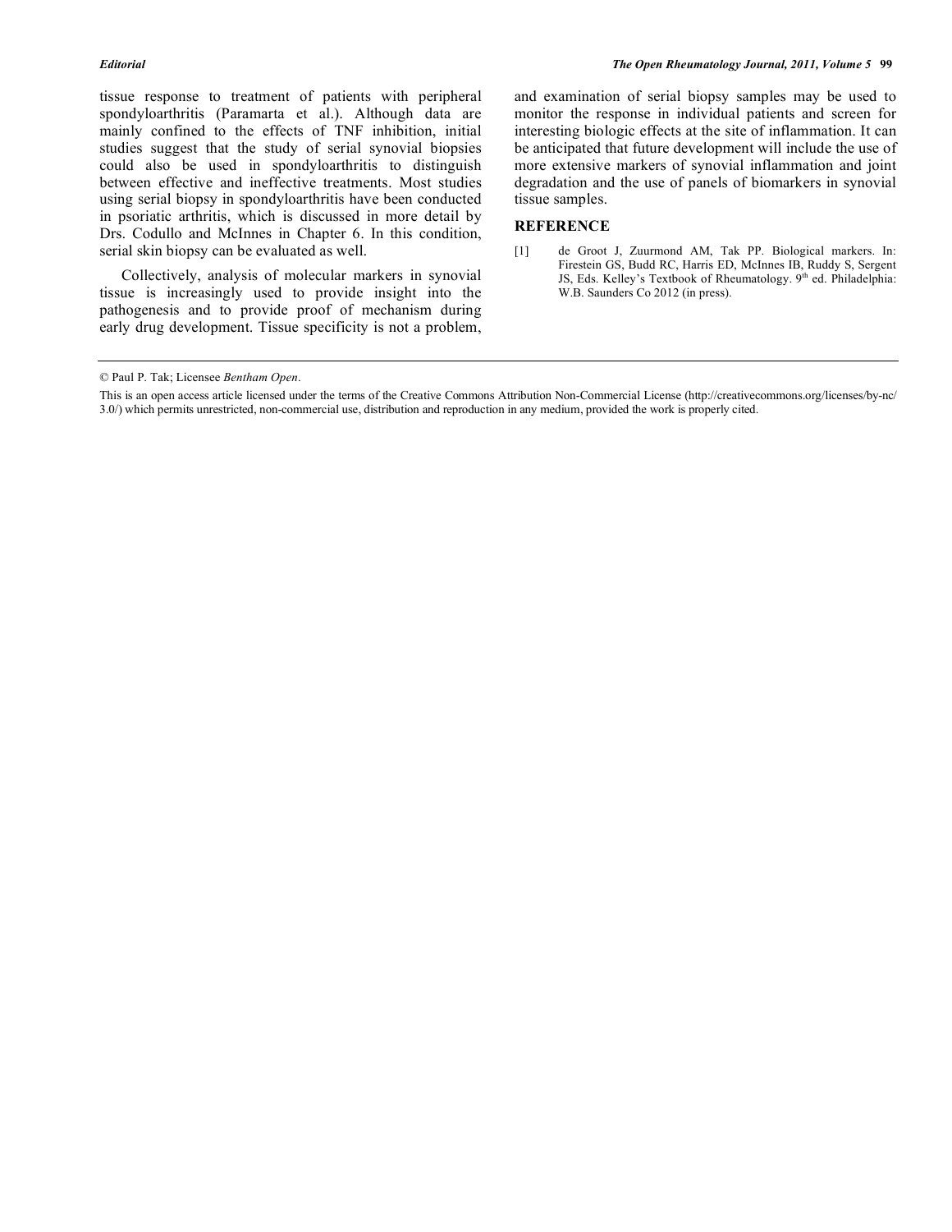tissue response to treatment of patients with peripheral spondyloarthritis (Paramarta et al.). Although data are mainly confined to the effects of TNF inhibition, initial studies suggest that the study of serial synovial biopsies could also be used in spondyloarthritis to distinguish between effective and ineffective treatments. Most studies using serial biopsy in spondyloarthritis have been conducted in psoriatic arthritis, which is discussed in more detail by Drs. Codullo and McInnes in Chapter 6. In this condition, serial skin biopsy can be evaluated as well.

Collectively, analysis of molecular markers in synovial tissue is increasingly used to provide insight into the pathogenesis and to provide proof of mechanism during early drug development. Tissue specificity is not a problem, and examination of serial biopsy samples may be used to monitor the response in individual patients and screen for interesting biologic effects at the site of inflammation. It can be anticipated that future development will include the use of more extensive markers of synovial inflammation and joint degradation and the use of panels of biomarkers in synovial tissue samples.

## REFERENCE

[1] de Groot J, Zuurmond AM, Tak PP. Biological markers. In: Firestein GS, Budd RC, Harris ED, McInnes IB, Ruddy S, Sergent JS, Eds. Kelley's Textbook of Rheumatology. 9th ed. Philadelphia: W.B. Saunders Co 2012 (in press).

© Paul P. Tak; Licensee *Bentham Open*.

This is an open access article licensed under the terms of the Creative Commons Attribution Non-Commercial License (http://creativecommons.org/licenses/by-nc/3.0/) which permits unrestricted, non-commercial use, distribution and reproduction in any medium, provided the work is properly cited.